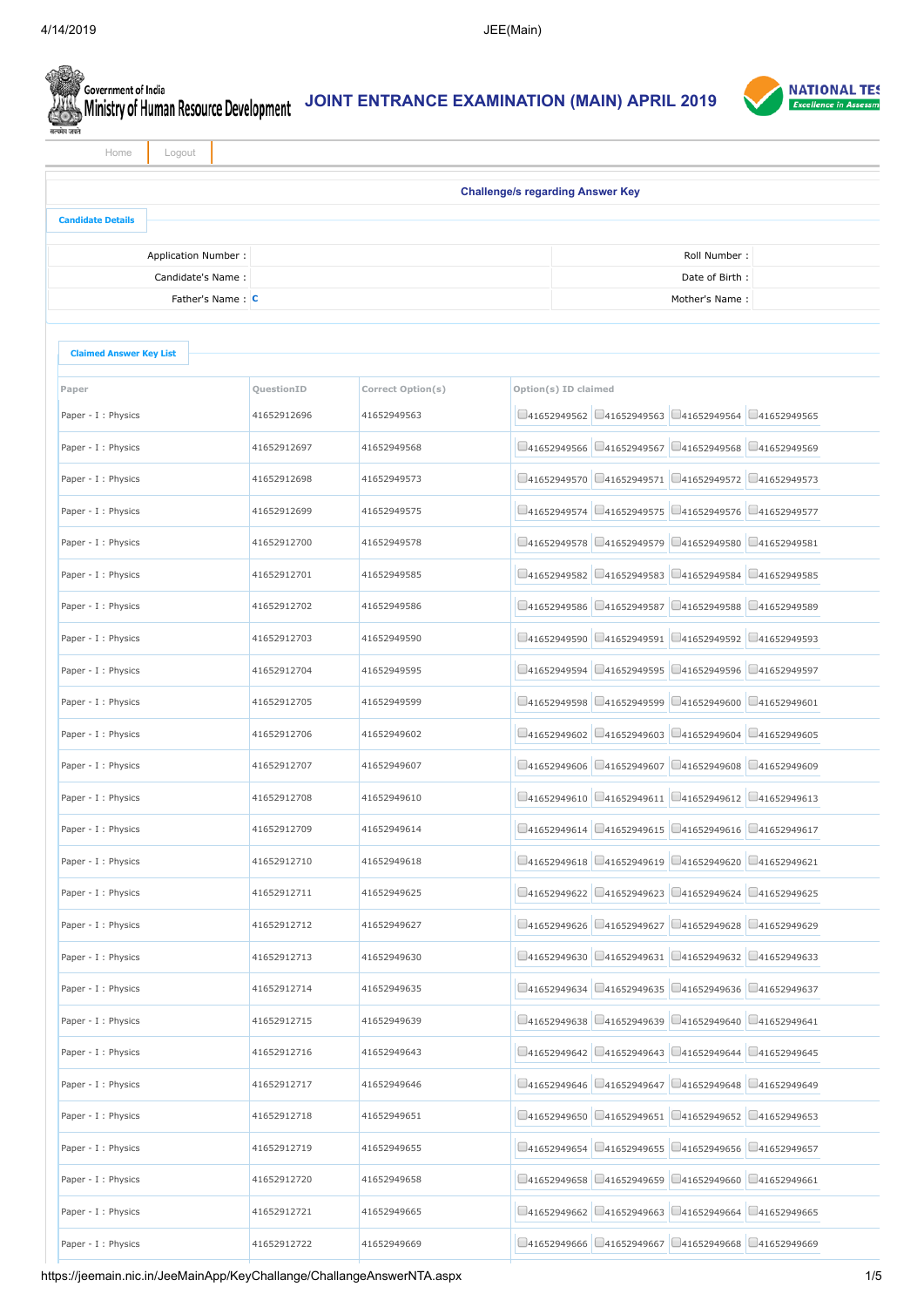Government of India
Ministry of Human Resource Development

# JOINT ENTRANCE EXAMINATION (MAIN) APRIL 2019

NATIONAL TES
Excellence in Assessm

Home | Logout

## Challenge/s regarding Answer Key

### Candidate Details

| | | | |
|---|---|---|---|
| Application Number : | | Roll Number : | |
| Candidate's Name : | | Date of Birth : | |
| Father's Name : | C | Mother's Name : | |

### Claimed Answer Key List

| Paper | QuestionID | Correct Option(s) | Option(s) ID claimed | | | |
|---|---|---|---|---|---|---|
| Paper - I : Physics | 41652912696 | 41652949563 | 41652949562 | 41652949563 | 41652949564 | 41652949565 |
| Paper - I : Physics | 41652912697 | 41652949568 | 41652949566 | 41652949567 | 41652949568 | 41652949569 |
| Paper - I : Physics | 41652912698 | 41652949573 | 41652949570 | 41652949571 | 41652949572 | 41652949573 |
| Paper - I : Physics | 41652912699 | 41652949575 | 41652949574 | 41652949575 | 41652949576 | 41652949577 |
| Paper - I : Physics | 41652912700 | 41652949578 | 41652949578 | 41652949579 | 41652949580 | 41652949581 |
| Paper - I : Physics | 41652912701 | 41652949585 | 41652949582 | 41652949583 | 41652949584 | 41652949585 |
| Paper - I : Physics | 41652912702 | 41652949586 | 41652949586 | 41652949587 | 41652949588 | 41652949589 |
| Paper - I : Physics | 41652912703 | 41652949590 | 41652949590 | 41652949591 | 41652949592 | 41652949593 |
| Paper - I : Physics | 41652912704 | 41652949595 | 41652949594 | 41652949595 | 41652949596 | 41652949597 |
| Paper - I : Physics | 41652912705 | 41652949599 | 41652949598 | 41652949599 | 41652949600 | 41652949601 |
| Paper - I : Physics | 41652912706 | 41652949602 | 41652949602 | 41652949603 | 41652949604 | 41652949605 |
| Paper - I : Physics | 41652912707 | 41652949607 | 41652949606 | 41652949607 | 41652949608 | 41652949609 |
| Paper - I : Physics | 41652912708 | 41652949610 | 41652949610 | 41652949611 | 41652949612 | 41652949613 |
| Paper - I : Physics | 41652912709 | 41652949614 | 41652949614 | 41652949615 | 41652949616 | 41652949617 |
| Paper - I : Physics | 41652912710 | 41652949618 | 41652949618 | 41652949619 | 41652949620 | 41652949621 |
| Paper - I : Physics | 41652912711 | 41652949625 | 41652949622 | 41652949623 | 41652949624 | 41652949625 |
| Paper - I : Physics | 41652912712 | 41652949627 | 41652949626 | 41652949627 | 41652949628 | 41652949629 |
| Paper - I : Physics | 41652912713 | 41652949630 | 41652949630 | 41652949631 | 41652949632 | 41652949633 |
| Paper - I : Physics | 41652912714 | 41652949635 | 41652949634 | 41652949635 | 41652949636 | 41652949637 |
| Paper - I : Physics | 41652912715 | 41652949639 | 41652949638 | 41652949639 | 41652949640 | 41652949641 |
| Paper - I : Physics | 41652912716 | 41652949643 | 41652949642 | 41652949643 | 41652949644 | 41652949645 |
| Paper - I : Physics | 41652912717 | 41652949646 | 41652949646 | 41652949647 | 41652949648 | 41652949649 |
| Paper - I : Physics | 41652912718 | 41652949651 | 41652949650 | 41652949651 | 41652949652 | 41652949653 |
| Paper - I : Physics | 41652912719 | 41652949655 | 41652949654 | 41652949655 | 41652949656 | 41652949657 |
| Paper - I : Physics | 41652912720 | 41652949658 | 41652949658 | 41652949659 | 41652949660 | 41652949661 |
| Paper - I : Physics | 41652912721 | 41652949665 | 41652949662 | 41652949663 | 41652949664 | 41652949665 |
| Paper - I : Physics | 41652912722 | 41652949669 | 41652949666 | 41652949667 | 41652949668 | 41652949669 |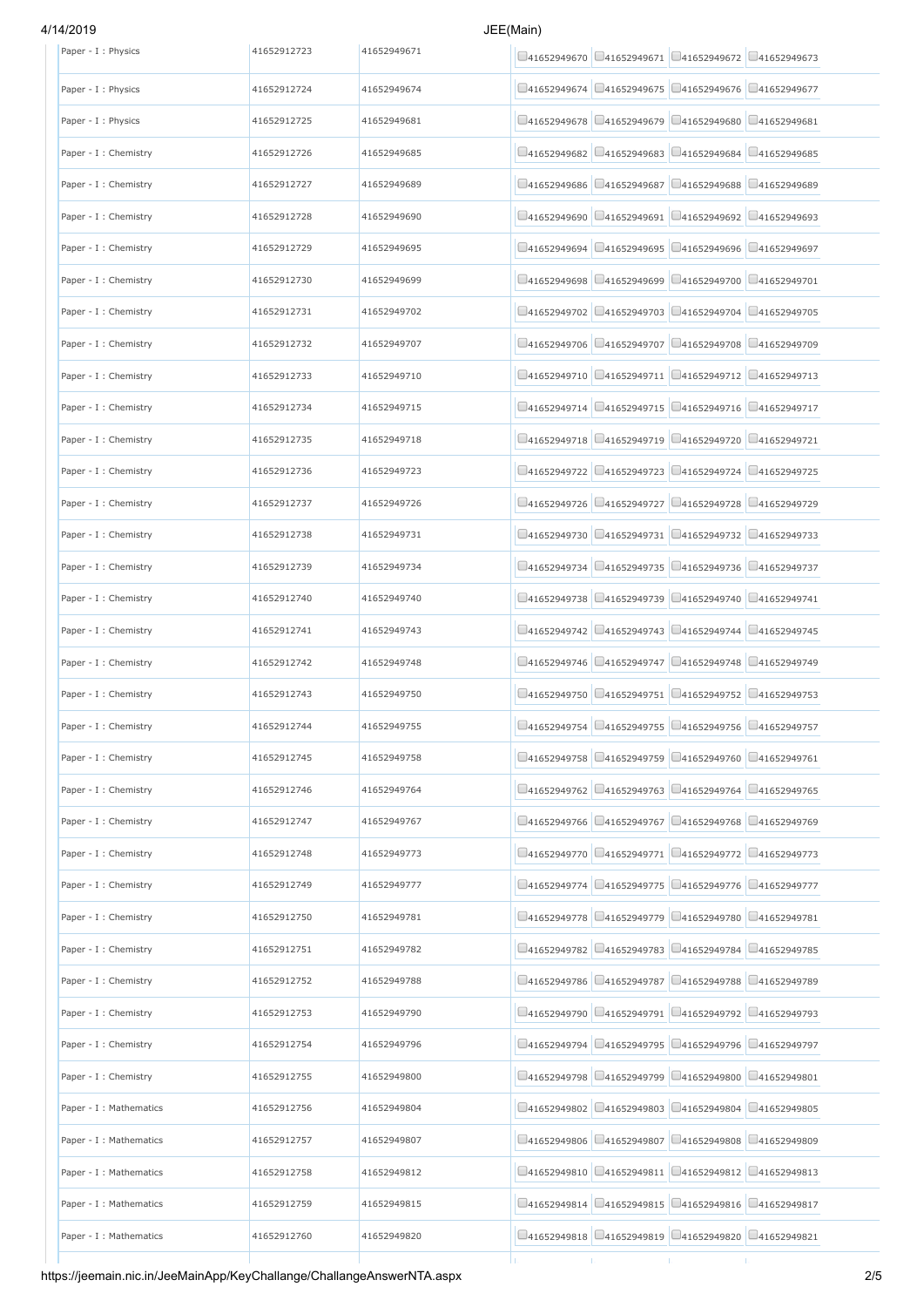| Paper - I : Physics | 41652912723 | 41652949671 | 41652949670 | 41652949671 | 41652949672 | 41652949673 |
|---|---|---|---|---|---|---|
| Paper - I : Physics | 41652912724 | 41652949674 | 41652949674 | 41652949675 | 41652949676 | 41652949677 |
| Paper - I : Physics | 41652912725 | 41652949681 | 41652949678 | 41652949679 | 41652949680 | 41652949681 |
| Paper - I : Chemistry | 41652912726 | 41652949685 | 41652949682 | 41652949683 | 41652949684 | 41652949685 |
| Paper - I : Chemistry | 41652912727 | 41652949689 | 41652949686 | 41652949687 | 41652949688 | 41652949689 |
| Paper - I : Chemistry | 41652912728 | 41652949690 | 41652949690 | 41652949691 | 41652949692 | 41652949693 |
| Paper - I : Chemistry | 41652912729 | 41652949695 | 41652949694 | 41652949695 | 41652949696 | 41652949697 |
| Paper - I : Chemistry | 41652912730 | 41652949699 | 41652949698 | 41652949699 | 41652949700 | 41652949701 |
| Paper - I : Chemistry | 41652912731 | 41652949702 | 41652949702 | 41652949703 | 41652949704 | 41652949705 |
| Paper - I : Chemistry | 41652912732 | 41652949707 | 41652949706 | 41652949707 | 41652949708 | 41652949709 |
| Paper - I : Chemistry | 41652912733 | 41652949710 | 41652949710 | 41652949711 | 41652949712 | 41652949713 |
| Paper - I : Chemistry | 41652912734 | 41652949715 | 41652949714 | 41652949715 | 41652949716 | 41652949717 |
| Paper - I : Chemistry | 41652912735 | 41652949718 | 41652949718 | 41652949719 | 41652949720 | 41652949721 |
| Paper - I : Chemistry | 41652912736 | 41652949723 | 41652949722 | 41652949723 | 41652949724 | 41652949725 |
| Paper - I : Chemistry | 41652912737 | 41652949726 | 41652949726 | 41652949727 | 41652949728 | 41652949729 |
| Paper - I : Chemistry | 41652912738 | 41652949731 | 41652949730 | 41652949731 | 41652949732 | 41652949733 |
| Paper - I : Chemistry | 41652912739 | 41652949734 | 41652949734 | 41652949735 | 41652949736 | 41652949737 |
| Paper - I : Chemistry | 41652912740 | 41652949740 | 41652949738 | 41652949739 | 41652949740 | 41652949741 |
| Paper - I : Chemistry | 41652912741 | 41652949743 | 41652949742 | 41652949743 | 41652949744 | 41652949745 |
| Paper - I : Chemistry | 41652912742 | 41652949748 | 41652949746 | 41652949747 | 41652949748 | 41652949749 |
| Paper - I : Chemistry | 41652912743 | 41652949750 | 41652949750 | 41652949751 | 41652949752 | 41652949753 |
| Paper - I : Chemistry | 41652912744 | 41652949755 | 41652949754 | 41652949755 | 41652949756 | 41652949757 |
| Paper - I : Chemistry | 41652912745 | 41652949758 | 41652949758 | 41652949759 | 41652949760 | 41652949761 |
| Paper - I : Chemistry | 41652912746 | 41652949764 | 41652949762 | 41652949763 | 41652949764 | 41652949765 |
| Paper - I : Chemistry | 41652912747 | 41652949767 | 41652949766 | 41652949767 | 41652949768 | 41652949769 |
| Paper - I : Chemistry | 41652912748 | 41652949773 | 41652949770 | 41652949771 | 41652949772 | 41652949773 |
| Paper - I : Chemistry | 41652912749 | 41652949777 | 41652949774 | 41652949775 | 41652949776 | 41652949777 |
| Paper - I : Chemistry | 41652912750 | 41652949781 | 41652949778 | 41652949779 | 41652949780 | 41652949781 |
| Paper - I : Chemistry | 41652912751 | 41652949782 | 41652949782 | 41652949783 | 41652949784 | 41652949785 |
| Paper - I : Chemistry | 41652912752 | 41652949788 | 41652949786 | 41652949787 | 41652949788 | 41652949789 |
| Paper - I : Chemistry | 41652912753 | 41652949790 | 41652949790 | 41652949791 | 41652949792 | 41652949793 |
| Paper - I : Chemistry | 41652912754 | 41652949796 | 41652949794 | 41652949795 | 41652949796 | 41652949797 |
| Paper - I : Chemistry | 41652912755 | 41652949800 | 41652949798 | 41652949799 | 41652949800 | 41652949801 |
| Paper - I : Mathematics | 41652912756 | 41652949804 | 41652949802 | 41652949803 | 41652949804 | 41652949805 |
| Paper - I : Mathematics | 41652912757 | 41652949807 | 41652949806 | 41652949807 | 41652949808 | 41652949809 |
| Paper - I : Mathematics | 41652912758 | 41652949812 | 41652949810 | 41652949811 | 41652949812 | 41652949813 |
| Paper - I : Mathematics | 41652912759 | 41652949815 | 41652949814 | 41652949815 | 41652949816 | 41652949817 |
| Paper - I : Mathematics | 41652912760 | 41652949820 | 41652949818 | 41652949819 | 41652949820 | 41652949821 |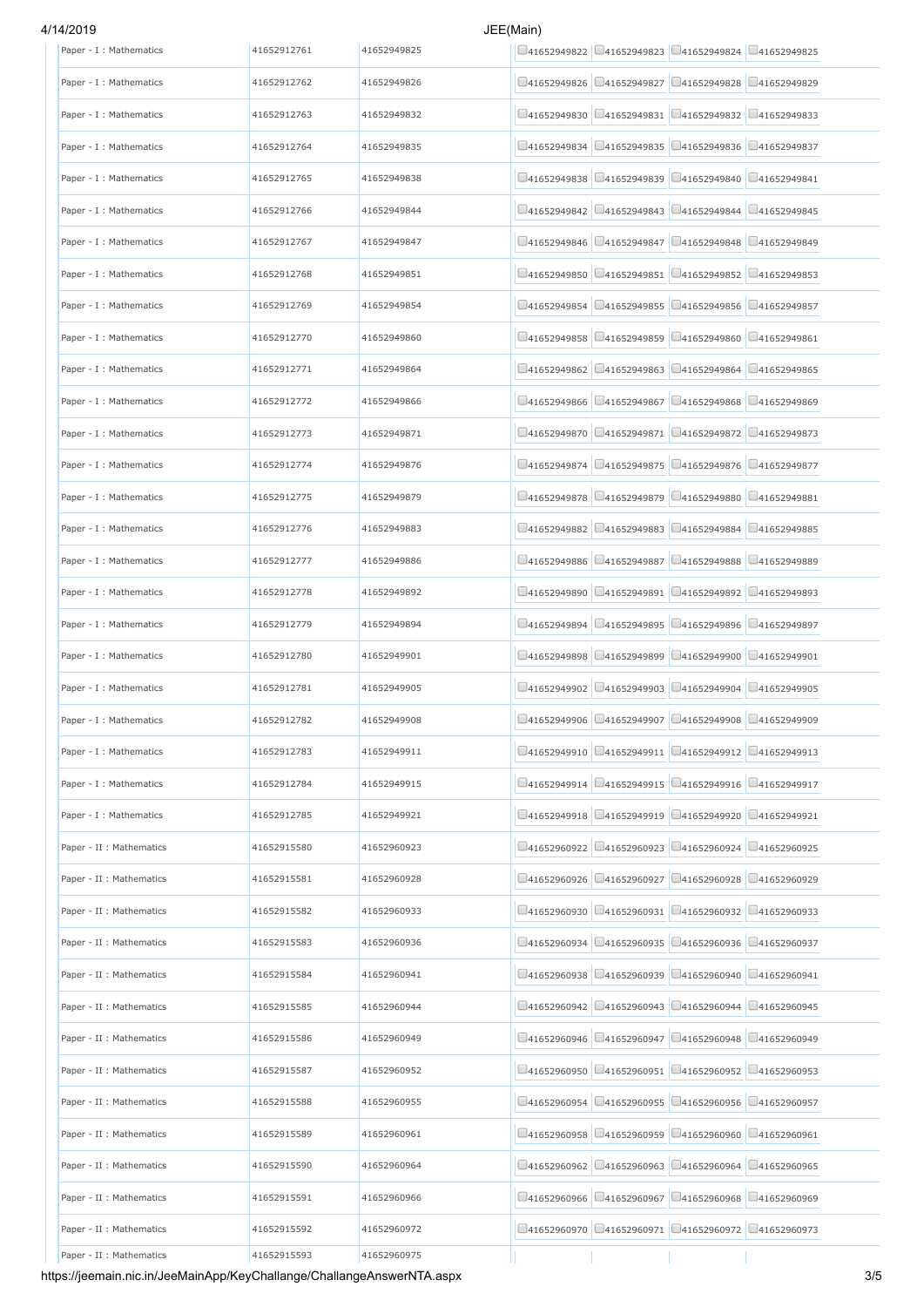| | | | | | | |
|---|---|---|---|---|---|---|
| Paper - I : Mathematics | 41652912761 | 41652949825 | 41652949822 | 41652949823 | 41652949824 | 41652949825 |
| Paper - I : Mathematics | 41652912762 | 41652949826 | 41652949826 | 41652949827 | 41652949828 | 41652949829 |
| Paper - I : Mathematics | 41652912763 | 41652949832 | 41652949830 | 41652949831 | 41652949832 | 41652949833 |
| Paper - I : Mathematics | 41652912764 | 41652949835 | 41652949834 | 41652949835 | 41652949836 | 41652949837 |
| Paper - I : Mathematics | 41652912765 | 41652949838 | 41652949838 | 41652949839 | 41652949840 | 41652949841 |
| Paper - I : Mathematics | 41652912766 | 41652949844 | 41652949842 | 41652949843 | 41652949844 | 41652949845 |
| Paper - I : Mathematics | 41652912767 | 41652949847 | 41652949846 | 41652949847 | 41652949848 | 41652949849 |
| Paper - I : Mathematics | 41652912768 | 41652949851 | 41652949850 | 41652949851 | 41652949852 | 41652949853 |
| Paper - I : Mathematics | 41652912769 | 41652949854 | 41652949854 | 41652949855 | 41652949856 | 41652949857 |
| Paper - I : Mathematics | 41652912770 | 41652949860 | 41652949858 | 41652949859 | 41652949860 | 41652949861 |
| Paper - I : Mathematics | 41652912771 | 41652949864 | 41652949862 | 41652949863 | 41652949864 | 41652949865 |
| Paper - I : Mathematics | 41652912772 | 41652949866 | 41652949866 | 41652949867 | 41652949868 | 41652949869 |
| Paper - I : Mathematics | 41652912773 | 41652949871 | 41652949870 | 41652949871 | 41652949872 | 41652949873 |
| Paper - I : Mathematics | 41652912774 | 41652949876 | 41652949874 | 41652949875 | 41652949876 | 41652949877 |
| Paper - I : Mathematics | 41652912775 | 41652949879 | 41652949878 | 41652949879 | 41652949880 | 41652949881 |
| Paper - I : Mathematics | 41652912776 | 41652949883 | 41652949882 | 41652949883 | 41652949884 | 41652949885 |
| Paper - I : Mathematics | 41652912777 | 41652949886 | 41652949886 | 41652949887 | 41652949888 | 41652949889 |
| Paper - I : Mathematics | 41652912778 | 41652949892 | 41652949890 | 41652949891 | 41652949892 | 41652949893 |
| Paper - I : Mathematics | 41652912779 | 41652949894 | 41652949894 | 41652949895 | 41652949896 | 41652949897 |
| Paper - I : Mathematics | 41652912780 | 41652949901 | 41652949898 | 41652949899 | 41652949900 | 41652949901 |
| Paper - I : Mathematics | 41652912781 | 41652949905 | 41652949902 | 41652949903 | 41652949904 | 41652949905 |
| Paper - I : Mathematics | 41652912782 | 41652949908 | 41652949906 | 41652949907 | 41652949908 | 41652949909 |
| Paper - I : Mathematics | 41652912783 | 41652949911 | 41652949910 | 41652949911 | 41652949912 | 41652949913 |
| Paper - I : Mathematics | 41652912784 | 41652949915 | 41652949914 | 41652949915 | 41652949916 | 41652949917 |
| Paper - I : Mathematics | 41652912785 | 41652949921 | 41652949918 | 41652949919 | 41652949920 | 41652949921 |
| Paper - II : Mathematics | 41652915580 | 41652960923 | 41652960922 | 41652960923 | 41652960924 | 41652960925 |
| Paper - II : Mathematics | 41652915581 | 41652960928 | 41652960926 | 41652960927 | 41652960928 | 41652960929 |
| Paper - II : Mathematics | 41652915582 | 41652960933 | 41652960930 | 41652960931 | 41652960932 | 41652960933 |
| Paper - II : Mathematics | 41652915583 | 41652960936 | 41652960934 | 41652960935 | 41652960936 | 41652960937 |
| Paper - II : Mathematics | 41652915584 | 41652960941 | 41652960938 | 41652960939 | 41652960940 | 41652960941 |
| Paper - II : Mathematics | 41652915585 | 41652960944 | 41652960942 | 41652960943 | 41652960944 | 41652960945 |
| Paper - II : Mathematics | 41652915586 | 41652960949 | 41652960946 | 41652960947 | 41652960948 | 41652960949 |
| Paper - II : Mathematics | 41652915587 | 41652960952 | 41652960950 | 41652960951 | 41652960952 | 41652960953 |
| Paper - II : Mathematics | 41652915588 | 41652960955 | 41652960954 | 41652960955 | 41652960956 | 41652960957 |
| Paper - II : Mathematics | 41652915589 | 41652960961 | 41652960958 | 41652960959 | 41652960960 | 41652960961 |
| Paper - II : Mathematics | 41652915590 | 41652960964 | 41652960962 | 41652960963 | 41652960964 | 41652960965 |
| Paper - II : Mathematics | 41652915591 | 41652960966 | 41652960966 | 41652960967 | 41652960968 | 41652960969 |
| Paper - II : Mathematics | 41652915592 | 41652960972 | 41652960970 | 41652960971 | 41652960972 | 41652960973 |
| Paper - II : Mathematics | 41652915593 | 41652960975 | | | | |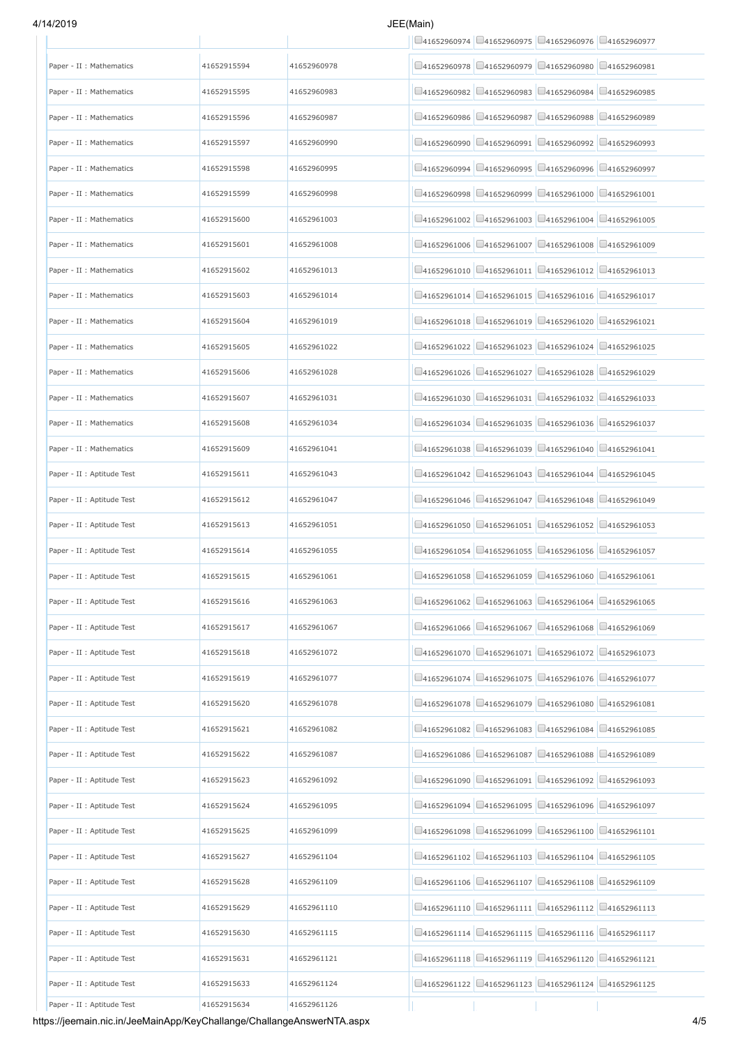| | | | | | | |
|---|---|---|---|---|---|---|
| | | | 41652960974 | 41652960975 | 41652960976 | 41652960977 |
| Paper - II : Mathematics | 41652915594 | 41652960978 | 41652960978 | 41652960979 | 41652960980 | 41652960981 |
| Paper - II : Mathematics | 41652915595 | 41652960983 | 41652960982 | 41652960983 | 41652960984 | 41652960985 |
| Paper - II : Mathematics | 41652915596 | 41652960987 | 41652960986 | 41652960987 | 41652960988 | 41652960989 |
| Paper - II : Mathematics | 41652915597 | 41652960990 | 41652960990 | 41652960991 | 41652960992 | 41652960993 |
| Paper - II : Mathematics | 41652915598 | 41652960995 | 41652960994 | 41652960995 | 41652960996 | 41652960997 |
| Paper - II : Mathematics | 41652915599 | 41652960998 | 41652960998 | 41652960999 | 41652961000 | 41652961001 |
| Paper - II : Mathematics | 41652915600 | 41652961003 | 41652961002 | 41652961003 | 41652961004 | 41652961005 |
| Paper - II : Mathematics | 41652915601 | 41652961008 | 41652961006 | 41652961007 | 41652961008 | 41652961009 |
| Paper - II : Mathematics | 41652915602 | 41652961013 | 41652961010 | 41652961011 | 41652961012 | 41652961013 |
| Paper - II : Mathematics | 41652915603 | 41652961014 | 41652961014 | 41652961015 | 41652961016 | 41652961017 |
| Paper - II : Mathematics | 41652915604 | 41652961019 | 41652961018 | 41652961019 | 41652961020 | 41652961021 |
| Paper - II : Mathematics | 41652915605 | 41652961022 | 41652961022 | 41652961023 | 41652961024 | 41652961025 |
| Paper - II : Mathematics | 41652915606 | 41652961028 | 41652961026 | 41652961027 | 41652961028 | 41652961029 |
| Paper - II : Mathematics | 41652915607 | 41652961031 | 41652961030 | 41652961031 | 41652961032 | 41652961033 |
| Paper - II : Mathematics | 41652915608 | 41652961034 | 41652961034 | 41652961035 | 41652961036 | 41652961037 |
| Paper - II : Mathematics | 41652915609 | 41652961041 | 41652961038 | 41652961039 | 41652961040 | 41652961041 |
| Paper - II : Aptitude Test | 41652915611 | 41652961043 | 41652961042 | 41652961043 | 41652961044 | 41652961045 |
| Paper - II : Aptitude Test | 41652915612 | 41652961047 | 41652961046 | 41652961047 | 41652961048 | 41652961049 |
| Paper - II : Aptitude Test | 41652915613 | 41652961051 | 41652961050 | 41652961051 | 41652961052 | 41652961053 |
| Paper - II : Aptitude Test | 41652915614 | 41652961055 | 41652961054 | 41652961055 | 41652961056 | 41652961057 |
| Paper - II : Aptitude Test | 41652915615 | 41652961061 | 41652961058 | 41652961059 | 41652961060 | 41652961061 |
| Paper - II : Aptitude Test | 41652915616 | 41652961063 | 41652961062 | 41652961063 | 41652961064 | 41652961065 |
| Paper - II : Aptitude Test | 41652915617 | 41652961067 | 41652961066 | 41652961067 | 41652961068 | 41652961069 |
| Paper - II : Aptitude Test | 41652915618 | 41652961072 | 41652961070 | 41652961071 | 41652961072 | 41652961073 |
| Paper - II : Aptitude Test | 41652915619 | 41652961077 | 41652961074 | 41652961075 | 41652961076 | 41652961077 |
| Paper - II : Aptitude Test | 41652915620 | 41652961078 | 41652961078 | 41652961079 | 41652961080 | 41652961081 |
| Paper - II : Aptitude Test | 41652915621 | 41652961082 | 41652961082 | 41652961083 | 41652961084 | 41652961085 |
| Paper - II : Aptitude Test | 41652915622 | 41652961087 | 41652961086 | 41652961087 | 41652961088 | 41652961089 |
| Paper - II : Aptitude Test | 41652915623 | 41652961092 | 41652961090 | 41652961091 | 41652961092 | 41652961093 |
| Paper - II : Aptitude Test | 41652915624 | 41652961095 | 41652961094 | 41652961095 | 41652961096 | 41652961097 |
| Paper - II : Aptitude Test | 41652915625 | 41652961099 | 41652961098 | 41652961099 | 41652961100 | 41652961101 |
| Paper - II : Aptitude Test | 41652915627 | 41652961104 | 41652961102 | 41652961103 | 41652961104 | 41652961105 |
| Paper - II : Aptitude Test | 41652915628 | 41652961109 | 41652961106 | 41652961107 | 41652961108 | 41652961109 |
| Paper - II : Aptitude Test | 41652915629 | 41652961110 | 41652961110 | 41652961111 | 41652961112 | 41652961113 |
| Paper - II : Aptitude Test | 41652915630 | 41652961115 | 41652961114 | 41652961115 | 41652961116 | 41652961117 |
| Paper - II : Aptitude Test | 41652915631 | 41652961121 | 41652961118 | 41652961119 | 41652961120 | 41652961121 |
| Paper - II : Aptitude Test | 41652915633 | 41652961124 | 41652961122 | 41652961123 | 41652961124 | 41652961125 |
| Paper - II : Aptitude Test | 41652915634 | 41652961126 | | | | |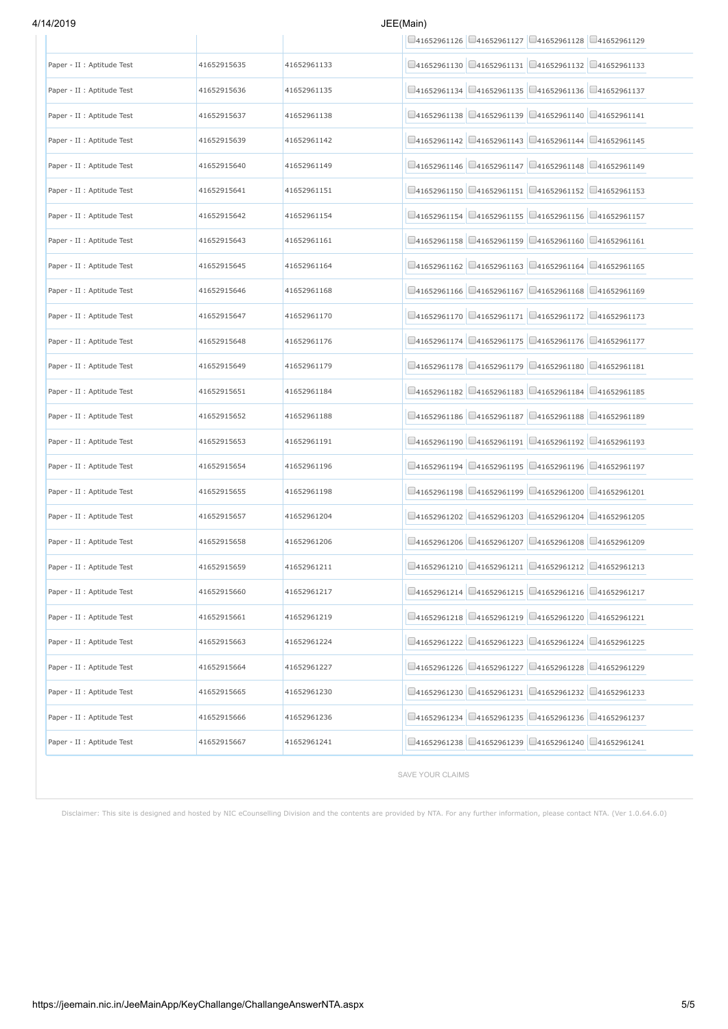| | | | | | | |
|---|---|---|---|---|---|---|
| | | | 41652961126 | 41652961127 | 41652961128 | 41652961129 |
| Paper - II : Aptitude Test | 41652915635 | 41652961133 | 41652961130 | 41652961131 | 41652961132 | 41652961133 |
| Paper - II : Aptitude Test | 41652915636 | 41652961135 | 41652961134 | 41652961135 | 41652961136 | 41652961137 |
| Paper - II : Aptitude Test | 41652915637 | 41652961138 | 41652961138 | 41652961139 | 41652961140 | 41652961141 |
| Paper - II : Aptitude Test | 41652915639 | 41652961142 | 41652961142 | 41652961143 | 41652961144 | 41652961145 |
| Paper - II : Aptitude Test | 41652915640 | 41652961149 | 41652961146 | 41652961147 | 41652961148 | 41652961149 |
| Paper - II : Aptitude Test | 41652915641 | 41652961151 | 41652961150 | 41652961151 | 41652961152 | 41652961153 |
| Paper - II : Aptitude Test | 41652915642 | 41652961154 | 41652961154 | 41652961155 | 41652961156 | 41652961157 |
| Paper - II : Aptitude Test | 41652915643 | 41652961161 | 41652961158 | 41652961159 | 41652961160 | 41652961161 |
| Paper - II : Aptitude Test | 41652915645 | 41652961164 | 41652961162 | 41652961163 | 41652961164 | 41652961165 |
| Paper - II : Aptitude Test | 41652915646 | 41652961168 | 41652961166 | 41652961167 | 41652961168 | 41652961169 |
| Paper - II : Aptitude Test | 41652915647 | 41652961170 | 41652961170 | 41652961171 | 41652961172 | 41652961173 |
| Paper - II : Aptitude Test | 41652915648 | 41652961176 | 41652961174 | 41652961175 | 41652961176 | 41652961177 |
| Paper - II : Aptitude Test | 41652915649 | 41652961179 | 41652961178 | 41652961179 | 41652961180 | 41652961181 |
| Paper - II : Aptitude Test | 41652915651 | 41652961184 | 41652961182 | 41652961183 | 41652961184 | 41652961185 |
| Paper - II : Aptitude Test | 41652915652 | 41652961188 | 41652961186 | 41652961187 | 41652961188 | 41652961189 |
| Paper - II : Aptitude Test | 41652915653 | 41652961191 | 41652961190 | 41652961191 | 41652961192 | 41652961193 |
| Paper - II : Aptitude Test | 41652915654 | 41652961196 | 41652961194 | 41652961195 | 41652961196 | 41652961197 |
| Paper - II : Aptitude Test | 41652915655 | 41652961198 | 41652961198 | 41652961199 | 41652961200 | 41652961201 |
| Paper - II : Aptitude Test | 41652915657 | 41652961204 | 41652961202 | 41652961203 | 41652961204 | 41652961205 |
| Paper - II : Aptitude Test | 41652915658 | 41652961206 | 41652961206 | 41652961207 | 41652961208 | 41652961209 |
| Paper - II : Aptitude Test | 41652915659 | 41652961211 | 41652961210 | 41652961211 | 41652961212 | 41652961213 |
| Paper - II : Aptitude Test | 41652915660 | 41652961217 | 41652961214 | 41652961215 | 41652961216 | 41652961217 |
| Paper - II : Aptitude Test | 41652915661 | 41652961219 | 41652961218 | 41652961219 | 41652961220 | 41652961221 |
| Paper - II : Aptitude Test | 41652915663 | 41652961224 | 41652961222 | 41652961223 | 41652961224 | 41652961225 |
| Paper - II : Aptitude Test | 41652915664 | 41652961227 | 41652961226 | 41652961227 | 41652961228 | 41652961229 |
| Paper - II : Aptitude Test | 41652915665 | 41652961230 | 41652961230 | 41652961231 | 41652961232 | 41652961233 |
| Paper - II : Aptitude Test | 41652915666 | 41652961236 | 41652961234 | 41652961235 | 41652961236 | 41652961237 |
| Paper - II : Aptitude Test | 41652915667 | 41652961241 | 41652961238 | 41652961239 | 41652961240 | 41652961241 |

SAVE YOUR CLAIMS

Disclaimer: This site is designed and hosted by NIC eCounselling Division and the contents are provided by NTA. For any further information, please contact NTA. (Ver 1.0.64.6.0)